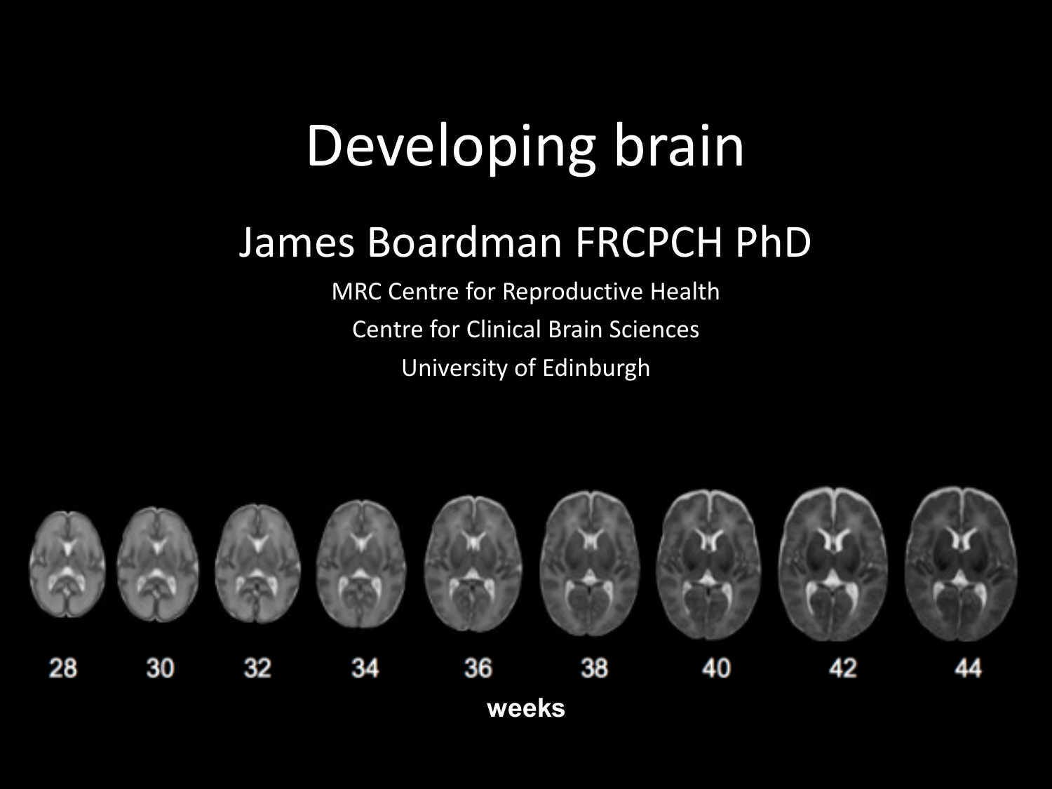# Developing brain

## James Boardman FRCPCH PhD

MRC Centre for Reproductive Health

Centre for Clinical Brain Sciences

University of Edinburgh

28 30 32 34 36 38 40 42 44

**weeks**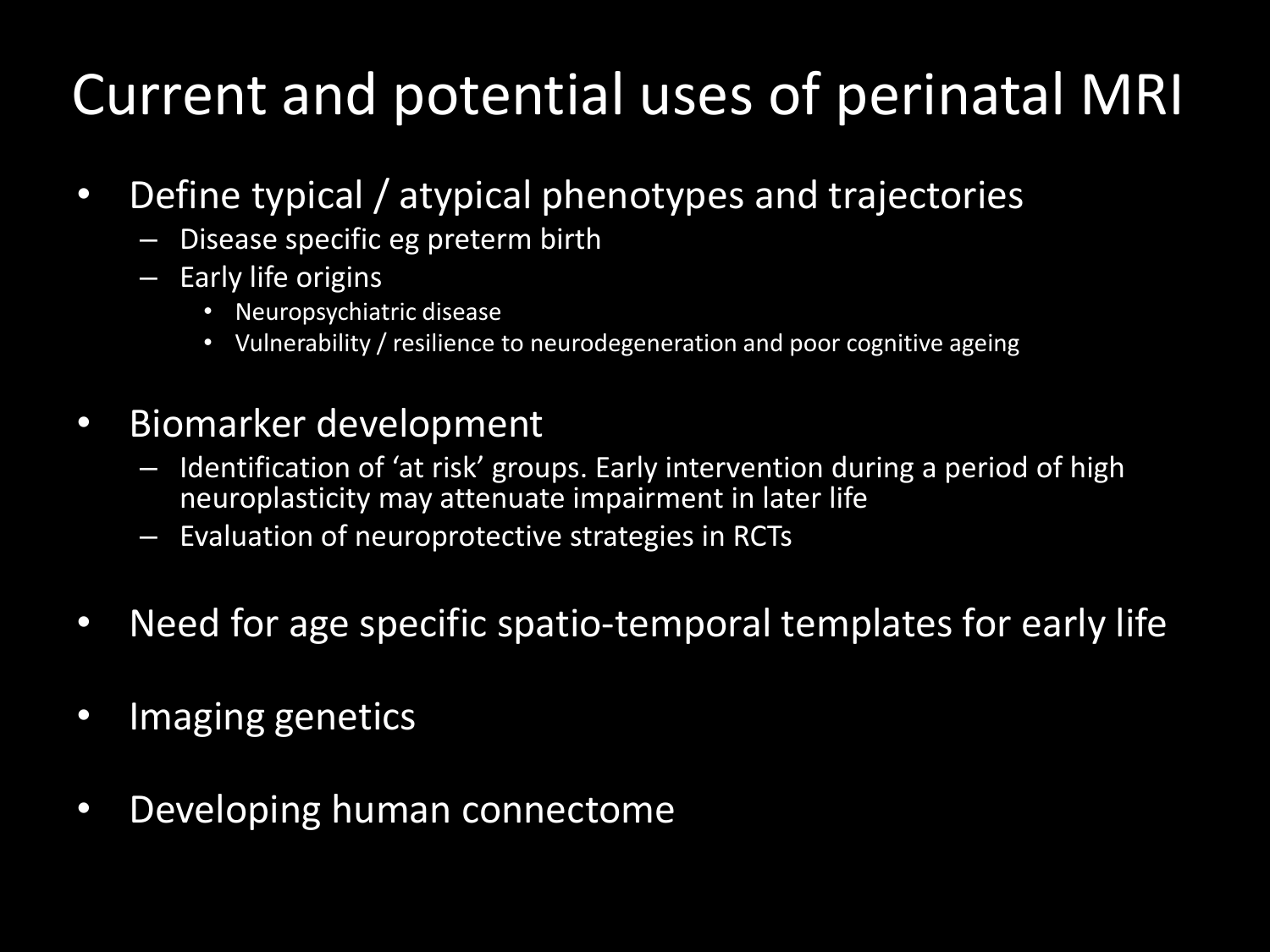# Current and potential uses of perinatal MRI

- Define typical / atypical phenotypes and trajectories
  - Disease specific eg preterm birth
  - Early life origins
    - Neuropsychiatric disease
    - Vulnerability / resilience to neurodegeneration and poor cognitive ageing
- Biomarker development
  - Identification of 'at risk' groups. Early intervention during a period of high neuroplasticity may attenuate impairment in later life
  - Evaluation of neuroprotective strategies in RCTs
- Need for age specific spatio-temporal templates for early life
- Imaging genetics
- Developing human connectome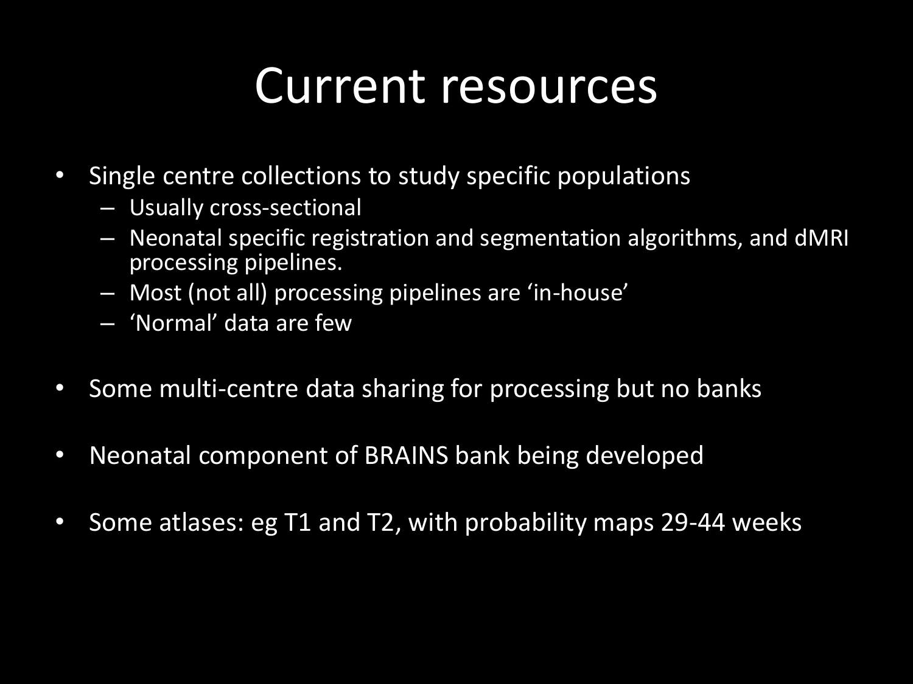# Current resources

- Single centre collections to study specific populations
  - Usually cross-sectional
  - Neonatal specific registration and segmentation algorithms, and dMRI processing pipelines.
  - Most (not all) processing pipelines are 'in-house'
  - 'Normal' data are few
- Some multi-centre data sharing for processing but no banks
- Neonatal component of BRAINS bank being developed
- Some atlases: eg T1 and T2, with probability maps 29-44 weeks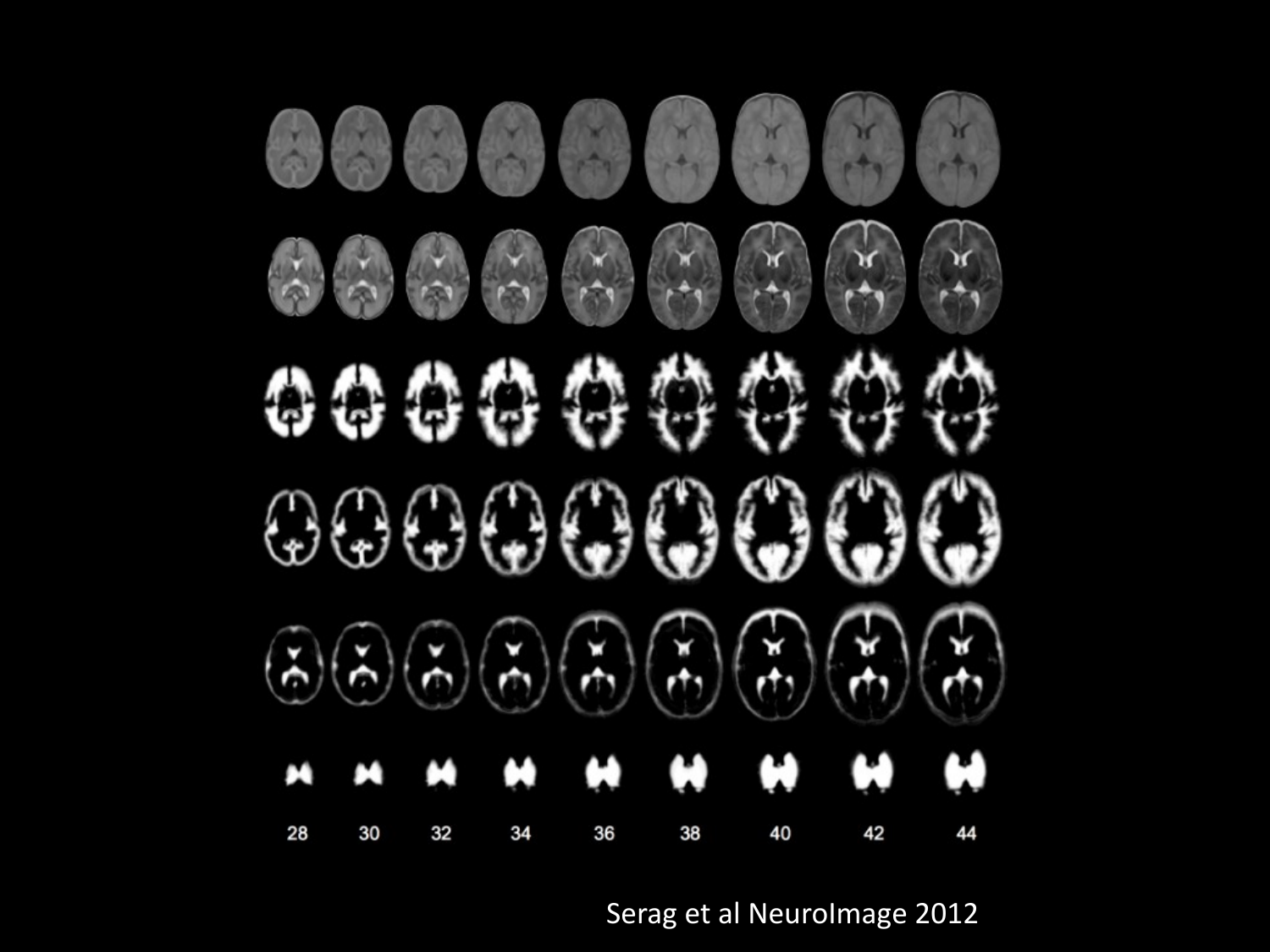28 30 32 34 36 38 40 42 44

Serag et al NeuroImage 2012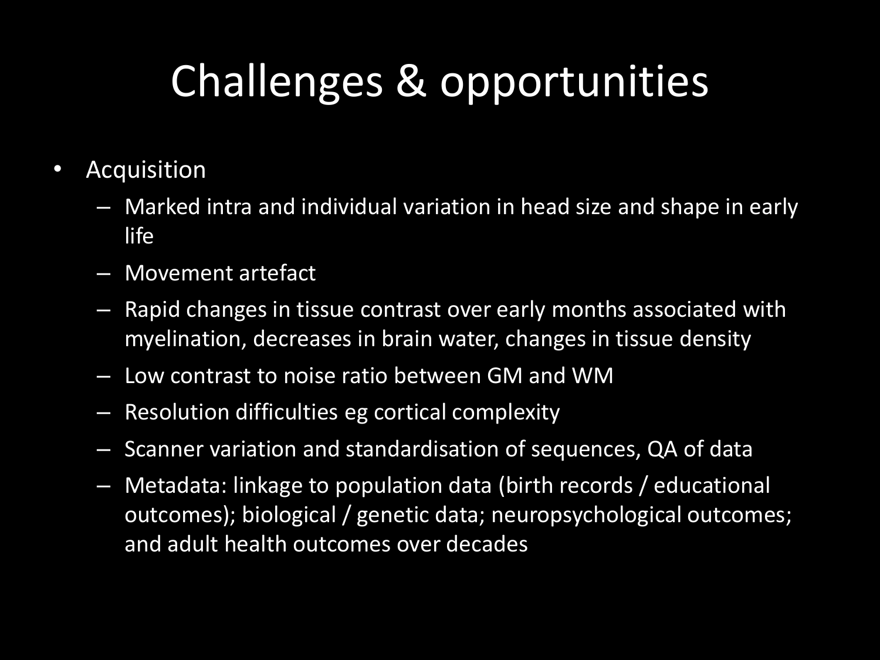# Challenges & opportunities

- Acquisition
  - Marked intra and individual variation in head size and shape in early life
  - Movement artefact
  - Rapid changes in tissue contrast over early months associated with myelination, decreases in brain water, changes in tissue density
  - Low contrast to noise ratio between GM and WM
  - Resolution difficulties eg cortical complexity
  - Scanner variation and standardisation of sequences, QA of data
  - Metadata: linkage to population data (birth records / educational outcomes); biological / genetic data; neuropsychological outcomes; and adult health outcomes over decades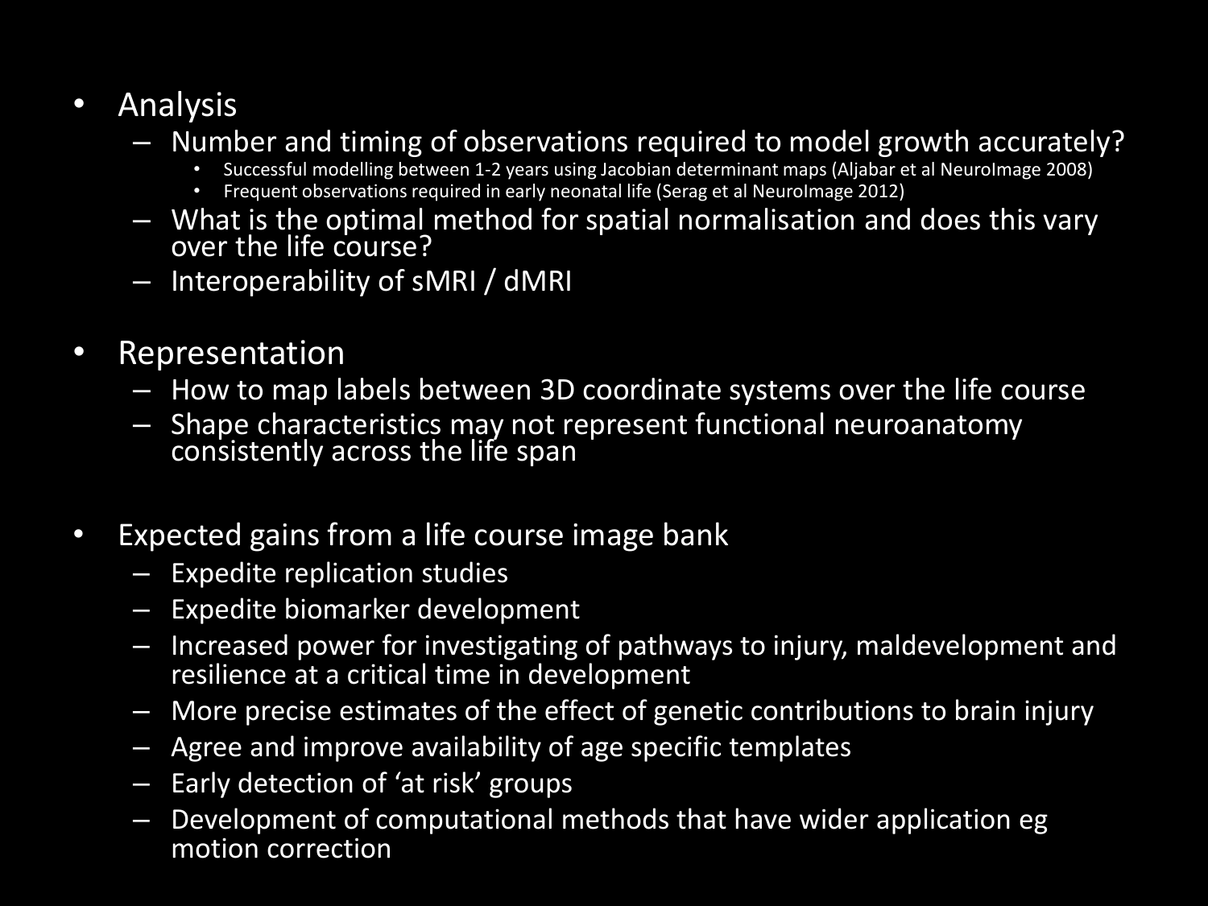- Analysis
  - Number and timing of observations required to model growth accurately?
    - Successful modelling between 1-2 years using Jacobian determinant maps (Aljabar et al NeuroImage 2008)
    - Frequent observations required in early neonatal life (Serag et al NeuroImage 2012)
  - What is the optimal method for spatial normalisation and does this vary over the life course?
  - Interoperability of sMRI / dMRI

- Representation
  - How to map labels between 3D coordinate systems over the life course
  - Shape characteristics may not represent functional neuroanatomy consistently across the life span

- Expected gains from a life course image bank
  - Expedite replication studies
  - Expedite biomarker development
  - Increased power for investigating of pathways to injury, maldevelopment and resilience at a critical time in development
  - More precise estimates of the effect of genetic contributions to brain injury
  - Agree and improve availability of age specific templates
  - Early detection of 'at risk' groups
  - Development of computational methods that have wider application eg motion correction